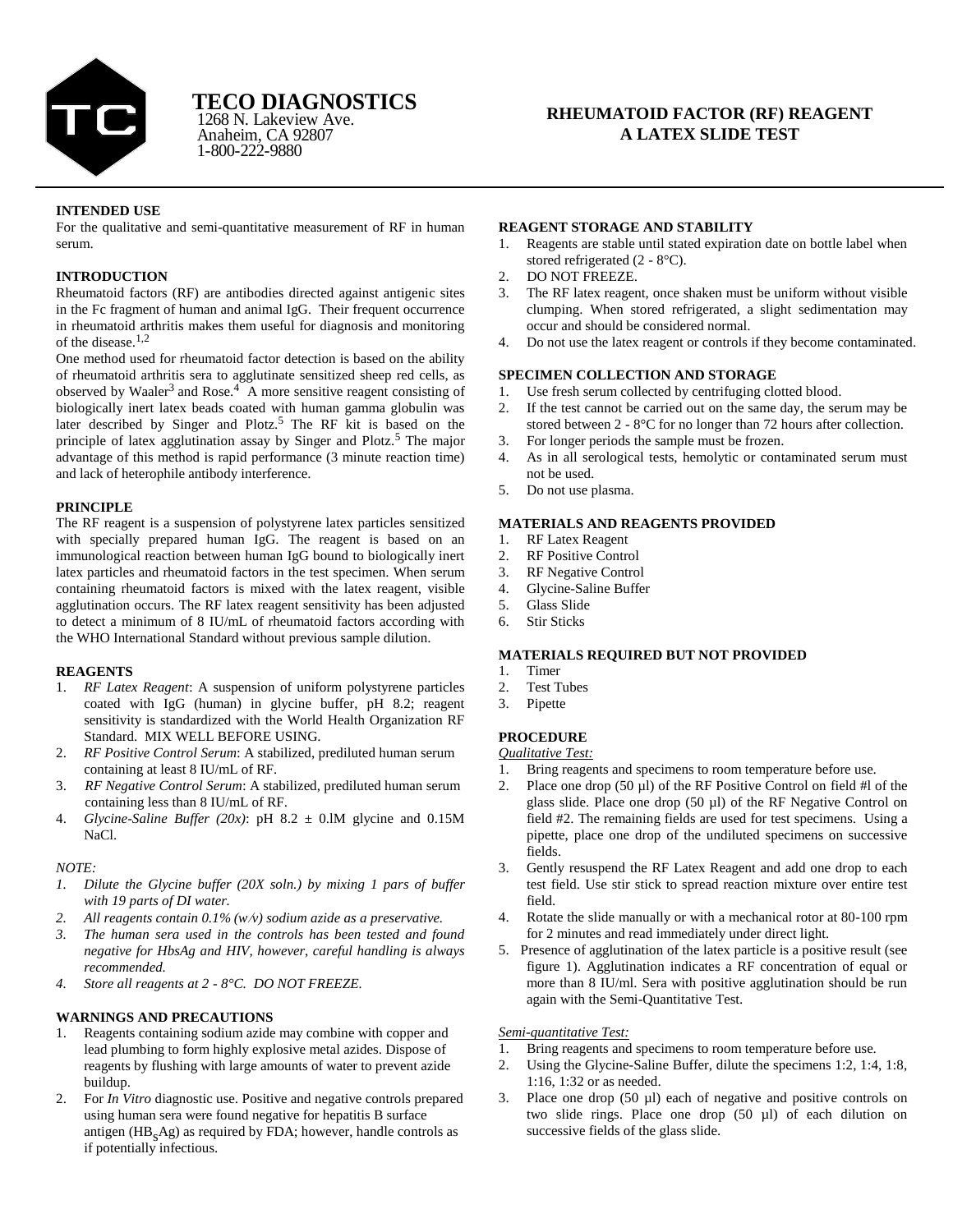# TECO DIAGNOSTICS

1268 N. Lakeview Ave.
Anaheim, CA 92807
1-800-222-9880

## RHEUMATOID FACTOR (RF) REAGENT
## A LATEX SLIDE TEST

### INTENDED USE

For the qualitative and semi-quantitative measurement of RF in human serum.

### INTRODUCTION

Rheumatoid factors (RF) are antibodies directed against antigenic sites in the Fc fragment of human and animal IgG. Their frequent occurrence in rheumatoid arthritis makes them useful for diagnosis and monitoring of the disease.[1,2]

One method used for rheumatoid factor detection is based on the ability of rheumatoid arthritis sera to agglutinate sensitized sheep red cells, as observed by Waaler[3] and Rose.[4] A more sensitive reagent consisting of biologically inert latex beads coated with human gamma globulin was later described by Singer and Plotz.[5] The RF kit is based on the principle of latex agglutination assay by Singer and Plotz.[5] The major advantage of this method is rapid performance (3 minute reaction time) and lack of heterophile antibody interference.

### PRINCIPLE

The RF reagent is a suspension of polystyrene latex particles sensitized with specially prepared human IgG. The reagent is based on an immunological reaction between human IgG bound to biologically inert latex particles and rheumatoid factors in the test specimen. When serum containing rheumatoid factors is mixed with the latex reagent, visible agglutination occurs. The RF latex reagent sensitivity has been adjusted to detect a minimum of 8 IU/mL of rheumatoid factors according with the WHO International Standard without previous sample dilution.

### REAGENTS

1. *RF Latex Reagent*: A suspension of uniform polystyrene particles coated with IgG (human) in glycine buffer, pH 8.2; reagent sensitivity is standardized with the World Health Organization RF Standard. MIX WELL BEFORE USING.
2. *RF Positive Control Serum*: A stabilized, prediluted human serum containing at least 8 IU/mL of RF.
3. *RF Negative Control Serum*: A stabilized, prediluted human serum containing less than 8 IU/mL of RF.
4. *Glycine-Saline Buffer (20x)*: pH 8.2 ± 0.lM glycine and 0.15M NaCl.

*NOTE:*

1. *Dilute the Glycine buffer (20X soln.) by mixing 1 pars of buffer with 19 parts of DI water.*
2. *All reagents contain 0.1% (w/v) sodium azide as a preservative.*
3. *The human sera used in the controls has been tested and found negative for HbsAg and HIV, however, careful handling is always recommended.*
4. *Store all reagents at 2 - 8°C. DO NOT FREEZE.*

### WARNINGS AND PRECAUTIONS

1. Reagents containing sodium azide may combine with copper and lead plumbing to form highly explosive metal azides. Dispose of reagents by flushing with large amounts of water to prevent azide buildup.
2. For *In Vitro* diagnostic use. Positive and negative controls prepared using human sera were found negative for hepatitis B surface antigen ($HB_SAg$) as required by FDA; however, handle controls as if potentially infectious.

### REAGENT STORAGE AND STABILITY

1. Reagents are stable until stated expiration date on bottle label when stored refrigerated (2 - 8°C).
2. DO NOT FREEZE.
3. The RF latex reagent, once shaken must be uniform without visible clumping. When stored refrigerated, a slight sedimentation may occur and should be considered normal.
4. Do not use the latex reagent or controls if they become contaminated.

### SPECIMEN COLLECTION AND STORAGE

1. Use fresh serum collected by centrifuging clotted blood.
2. If the test cannot be carried out on the same day, the serum may be stored between 2 - 8°C for no longer than 72 hours after collection.
3. For longer periods the sample must be frozen.
4. As in all serological tests, hemolytic or contaminated serum must not be used.
5. Do not use plasma.

### MATERIALS AND REAGENTS PROVIDED

1. RF Latex Reagent
2. RF Positive Control
3. RF Negative Control
4. Glycine-Saline Buffer
5. Glass Slide
6. Stir Sticks

### MATERIALS REQUIRED BUT NOT PROVIDED

1. Timer
2. Test Tubes
3. Pipette

### PROCEDURE

*Qualitative Test:*

1. Bring reagents and specimens to room temperature before use.
2. Place one drop (50 µl) of the RF Positive Control on field #l of the glass slide. Place one drop (50 µl) of the RF Negative Control on field #2. The remaining fields are used for test specimens. Using a pipette, place one drop of the undiluted specimens on successive fields.
3. Gently resuspend the RF Latex Reagent and add one drop to each test field. Use stir stick to spread reaction mixture over entire test field.
4. Rotate the slide manually or with a mechanical rotor at 80-100 rpm for 2 minutes and read immediately under direct light.
5. Presence of agglutination of the latex particle is a positive result (see figure 1). Agglutination indicates a RF concentration of equal or more than 8 IU/ml. Sera with positive agglutination should be run again with the Semi-Quantitative Test.

*Semi-quantitative Test:*

1. Bring reagents and specimens to room temperature before use.
2. Using the Glycine-Saline Buffer, dilute the specimens 1:2, 1:4, 1:8, 1:16, 1:32 or as needed.
3. Place one drop (50 µl) each of negative and positive controls on two slide rings. Place one drop (50 µl) of each dilution on successive fields of the glass slide.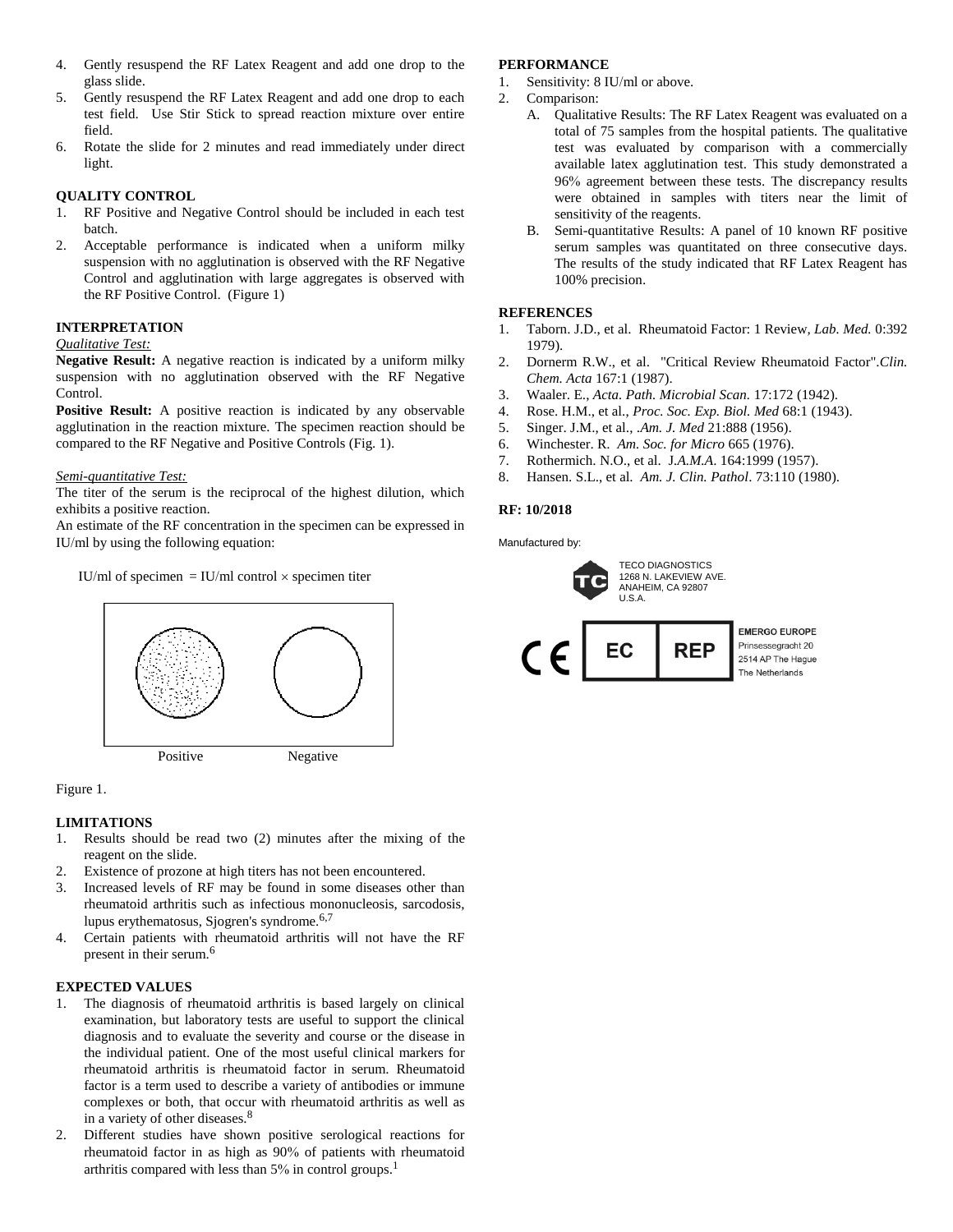4. Gently resuspend the RF Latex Reagent and add one drop to the glass slide.
5. Gently resuspend the RF Latex Reagent and add one drop to each test field. Use Stir Stick to spread reaction mixture over entire field.
6. Rotate the slide for 2 minutes and read immediately under direct light.

**QUALITY CONTROL**

1. RF Positive and Negative Control should be included in each test batch.
2. Acceptable performance is indicated when a uniform milky suspension with no agglutination is observed with the RF Negative Control and agglutination with large aggregates is observed with the RF Positive Control. (Figure 1)

**INTERPRETATION**

*Qualitative Test:*

**Negative Result:** A negative reaction is indicated by a uniform milky suspension with no agglutination observed with the RF Negative Control.

**Positive Result:** A positive reaction is indicated by any observable agglutination in the reaction mixture. The specimen reaction should be compared to the RF Negative and Positive Controls (Fig. 1).

*Semi-quantitative Test:*

The titer of the serum is the reciprocal of the highest dilution, which exhibits a positive reaction.

An estimate of the RF concentration in the specimen can be expressed in IU/ml by using the following equation:

IU/ml of specimen = IU/ml control $\times$ specimen titer

Positive Negative

Figure 1.

**LIMITATIONS**

1. Results should be read two (2) minutes after the mixing of the reagent on the slide.
2. Existence of prozone at high titers has not been encountered.
3. Increased levels of RF may be found in some diseases other than rheumatoid arthritis such as infectious mononucleosis, sarcodosis, lupus erythematosus, Sjogren's syndrome.[6,7]
4. Certain patients with rheumatoid arthritis will not have the RF present in their serum.[6]

**EXPECTED VALUES**

1. The diagnosis of rheumatoid arthritis is based largely on clinical examination, but laboratory tests are useful to support the clinical diagnosis and to evaluate the severity and course or the disease in the individual patient. One of the most useful clinical markers for rheumatoid arthritis is rheumatoid factor in serum. Rheumatoid factor is a term used to describe a variety of antibodies or immune complexes or both, that occur with rheumatoid arthritis as well as in a variety of other diseases.[8]
2. Different studies have shown positive serological reactions for rheumatoid factor in as high as 90% of patients with rheumatoid arthritis compared with less than 5% in control groups.[1]

**PERFORMANCE**

1. Sensitivity: 8 IU/ml or above.
2. Comparison:
   A. Qualitative Results: The RF Latex Reagent was evaluated on a total of 75 samples from the hospital patients. The qualitative test was evaluated by comparison with a commercially available latex agglutination test. This study demonstrated a 96% agreement between these tests. The discrepancy results were obtained in samples with titers near the limit of sensitivity of the reagents.
   B. Semi-quantitative Results: A panel of 10 known RF positive serum samples was quantitated on three consecutive days. The results of the study indicated that RF Latex Reagent has 100% precision.

**REFERENCES**

1. Taborn. J.D., et al. Rheumatoid Factor: 1 Review, *Lab. Med.* 0:392 1979).
2. Dornerm R.W., et al. "Critical Review Rheumatoid Factor".*Clin. Chem. Acta* 167:1 (1987).
3. Waaler. E., *Acta. Path. Microbial Scan.* 17:172 (1942).
4. Rose. H.M., et al., *Proc. Soc. Exp. Biol. Med* 68:1 (1943).
5. Singer. J.M., et al., .*Am. J. Med* 21:888 (1956).
6. Winchester. R. *Am. Soc. for Micro* 665 (1976).
7. Rothermich. N.O., et al. J.*A.M.A*. 164:1999 (1957).
8. Hansen. S.L., et al. *Am. J. Clin. Pathol*. 73:110 (1980).

**RF: 10/2018**

Manufactured by:

TECO DIAGNOSTICS
1268 N. LAKEVIEW AVE.
ANAHEIM, CA 92807
U.S.A.

CE EC REP

**EMERGO EUROPE**
Prinsessegracht 20
2514 AP The Hague
The Netherlands